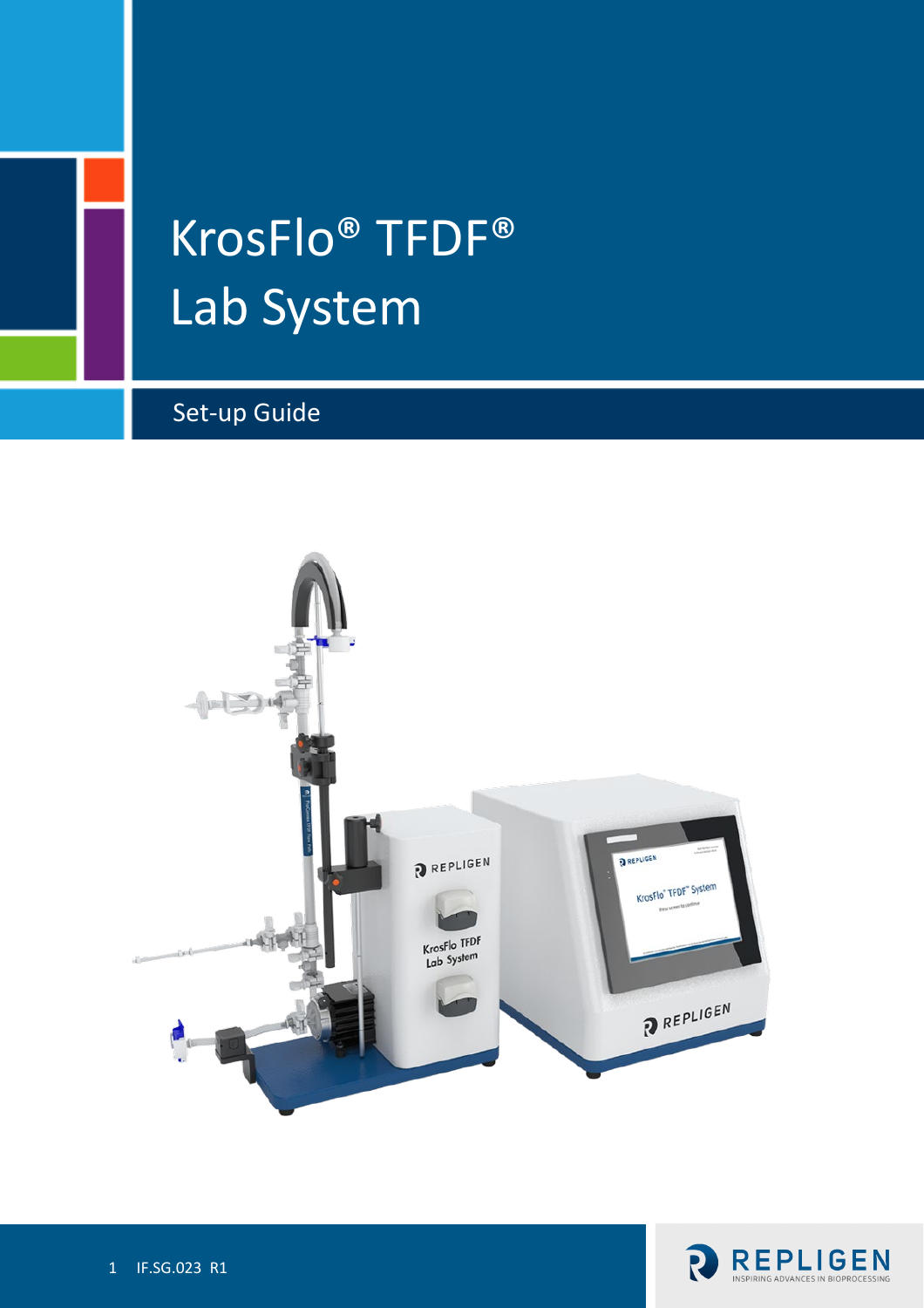# KrosFlo® TFDF® Lab System

## Set-up Guide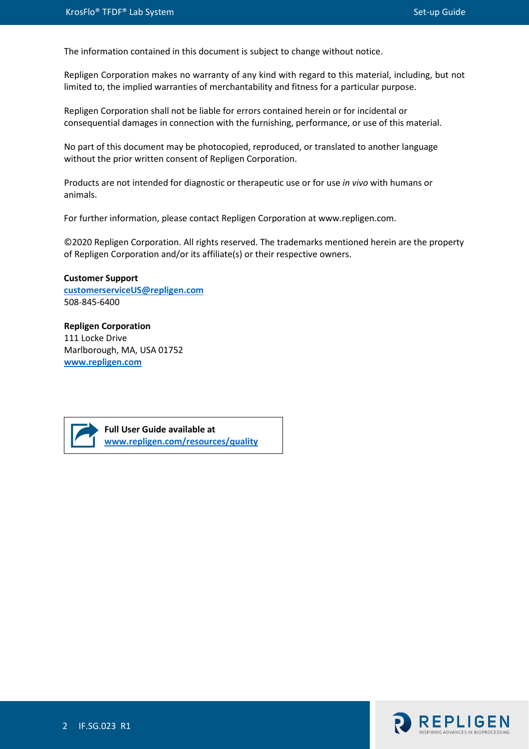The information contained in this document is subject to change without notice.

Repligen Corporation makes no warranty of any kind with regard to this material, including, but not limited to, the implied warranties of merchantability and fitness for a particular purpose.

Repligen Corporation shall not be liable for errors contained herein or for incidental or consequential damages in connection with the furnishing, performance, or use of this material.

No part of this document may be photocopied, reproduced, or translated to another language without the prior written consent of Repligen Corporation.

Products are not intended for diagnostic or therapeutic use or for use *in vivo* with humans or animals.

For further information, please contact Repligen Corporation at www.repligen.com.

©2020 Repligen Corporation. All rights reserved. The trademarks mentioned herein are the property of Repligen Corporation and/or its affiliate(s) or their respective owners.

**Customer Support**
**customerserviceUS@repligen.com**
508-845-6400

**Repligen Corporation**
111 Locke Drive
Marlborough, MA, USA 01752
**www.repligen.com**

**Full User Guide available at**
**www.repligen.com/resources/quality**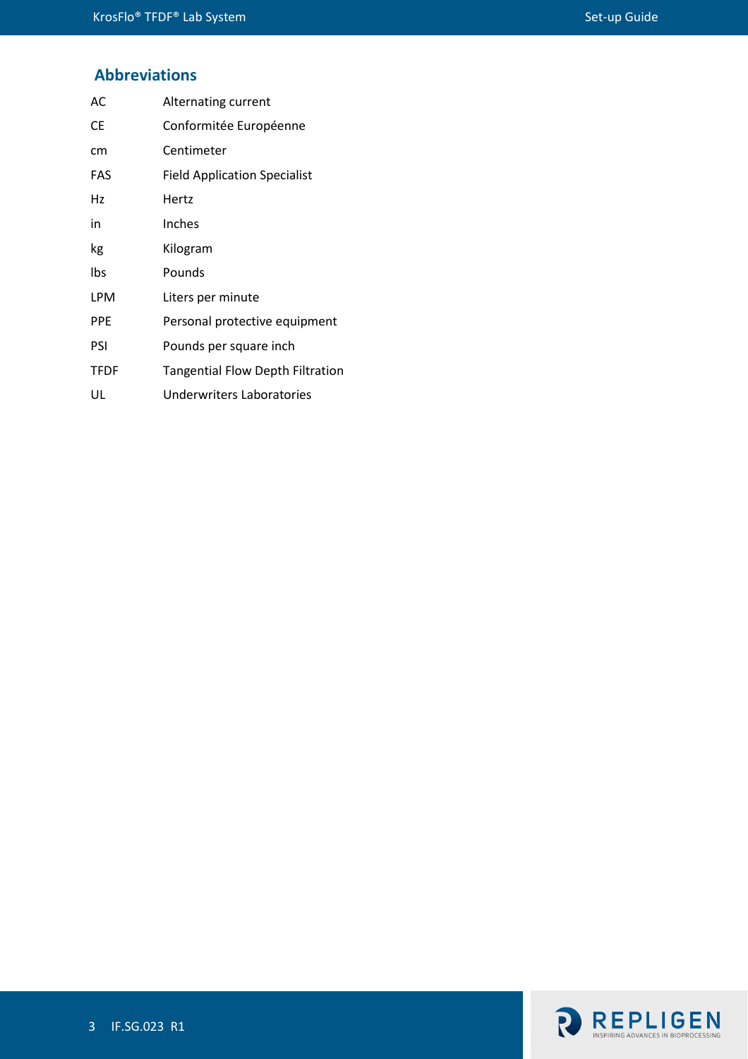## Abbreviations

| | |
|---|---|
| AC | Alternating current |
| CE | Conformitée Européenne |
| cm | Centimeter |
| FAS | Field Application Specialist |
| Hz | Hertz |
| in | Inches |
| kg | Kilogram |
| lbs | Pounds |
| LPM | Liters per minute |
| PPE | Personal protective equipment |
| PSI | Pounds per square inch |
| TFDF | Tangential Flow Depth Filtration |
| UL | Underwriters Laboratories |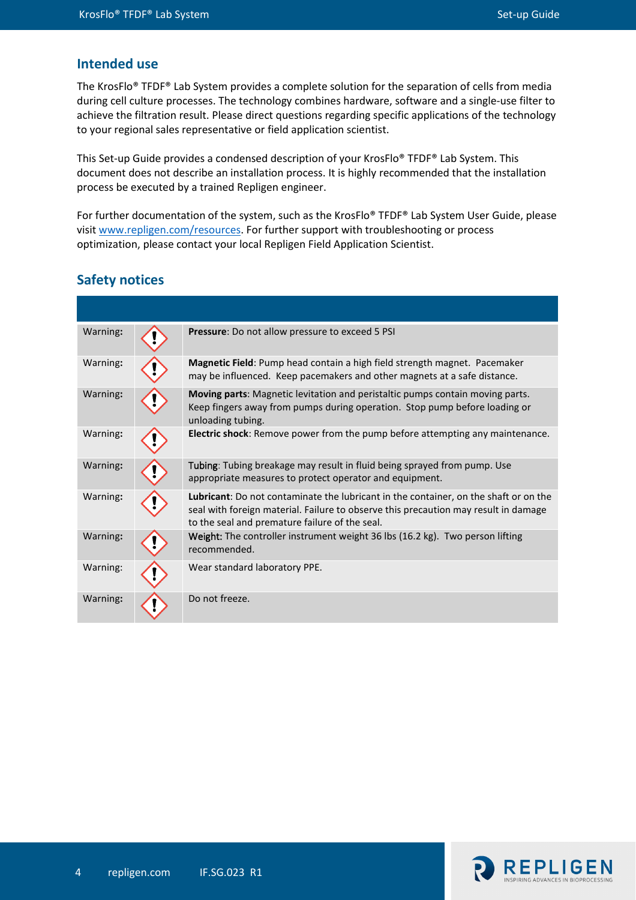## Intended use

The KrosFlo® TFDF® Lab System provides a complete solution for the separation of cells from media during cell culture processes. The technology combines hardware, software and a single-use filter to achieve the filtration result. Please direct questions regarding specific applications of the technology to your regional sales representative or field application scientist.

This Set-up Guide provides a condensed description of your KrosFlo® TFDF® Lab System. This document does not describe an installation process. It is highly recommended that the installation process be executed by a trained Repligen engineer.

For further documentation of the system, such as the KrosFlo® TFDF® Lab System User Guide, please visit www.repligen.com/resources. For further support with troubleshooting or process optimization, please contact your local Repligen Field Application Scientist.

## Safety notices

| | | |
|---|---|---|
| Warning: | ⚠ | **Pressure**: Do not allow pressure to exceed 5 PSI |
| Warning: | ⚠ | **Magnetic Field**: Pump head contain a high field strength magnet. Pacemaker may be influenced. Keep pacemakers and other magnets at a safe distance. |
| Warning: | ⚠ | **Moving parts**: Magnetic levitation and peristaltic pumps contain moving parts. Keep fingers away from pumps during operation. Stop pump before loading or unloading tubing. |
| Warning: | ⚠ | **Electric shock**: Remove power from the pump before attempting any maintenance. |
| Warning: | ⚠ | Tubing: Tubing breakage may result in fluid being sprayed from pump. Use appropriate measures to protect operator and equipment. |
| Warning: | ⚠ | **Lubricant**: Do not contaminate the lubricant in the container, on the shaft or on the seal with foreign material. Failure to observe this precaution may result in damage to the seal and premature failure of the seal. |
| Warning: | ⚠ | Weight: The controller instrument weight 36 lbs (16.2 kg). Two person lifting recommended. |
| Warning: | ⚠ | Wear standard laboratory PPE. |
| Warning: | ⚠ | Do not freeze. |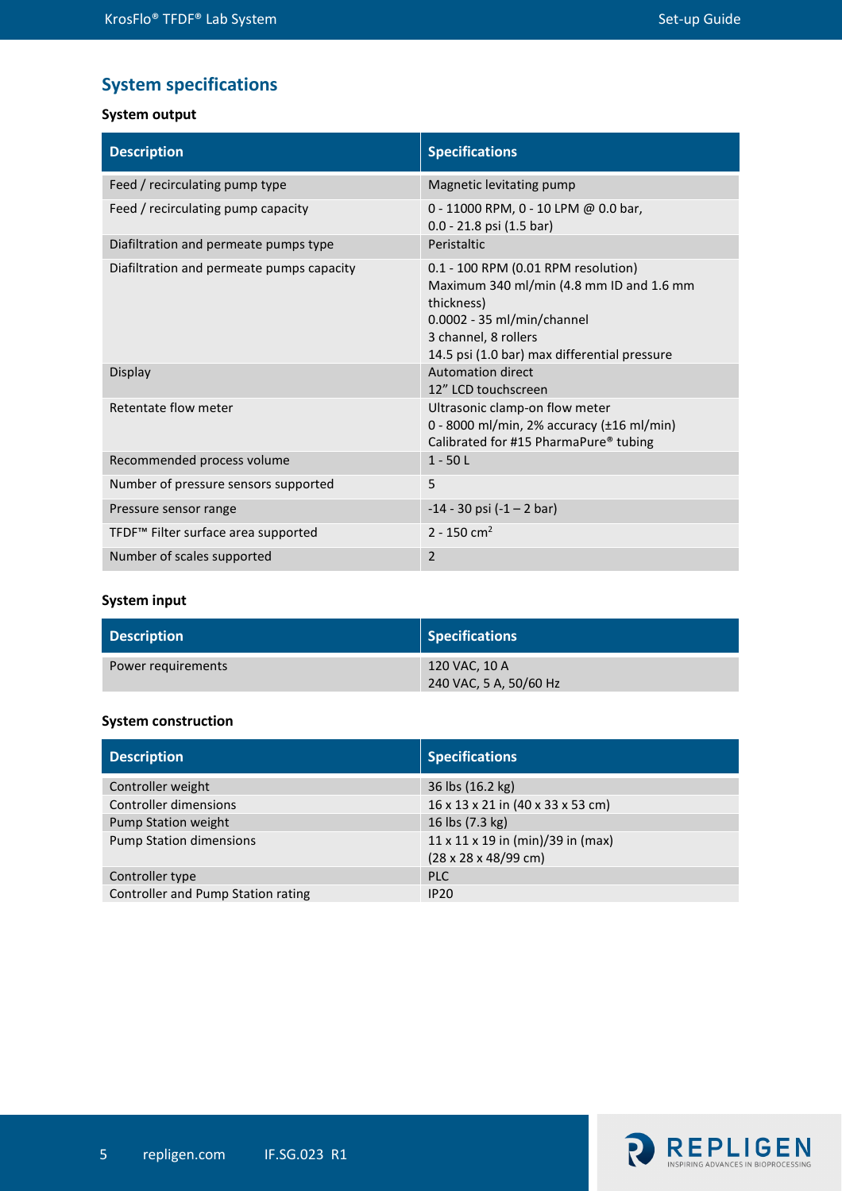## System specifications

**System output**

| Description | Specifications |
|---|---|
| Feed / recirculating pump type | Magnetic levitating pump |
| Feed / recirculating pump capacity | 0 - 11000 RPM, 0 - 10 LPM @ 0.0 bar, 0.0 - 21.8 psi (1.5 bar) |
| Diafiltration and permeate pumps type | Peristaltic |
| Diafiltration and permeate pumps capacity | 0.1 - 100 RPM (0.01 RPM resolution) Maximum 340 ml/min (4.8 mm ID and 1.6 mm thickness) 0.0002 - 35 ml/min/channel 3 channel, 8 rollers 14.5 psi (1.0 bar) max differential pressure |
| Display | Automation direct 12" LCD touchscreen |
| Retentate flow meter | Ultrasonic clamp-on flow meter 0 - 8000 ml/min, 2% accuracy (±16 ml/min) Calibrated for #15 PharmaPure® tubing |
| Recommended process volume | 1 - 50 L |
| Number of pressure sensors supported | 5 |
| Pressure sensor range | -14 - 30 psi (-1 – 2 bar) |
| TFDF™ Filter surface area supported | 2 - 150 $cm^2$ |
| Number of scales supported | 2 |

**System input**

| Description | Specifications |
|---|---|
| Power requirements | 120 VAC, 10 A 240 VAC, 5 A, 50/60 Hz |

**System construction**

| Description | Specifications |
|---|---|
| Controller weight | 36 lbs (16.2 kg) |
| Controller dimensions | 16 x 13 x 21 in (40 x 33 x 53 cm) |
| Pump Station weight | 16 lbs (7.3 kg) |
| Pump Station dimensions | 11 x 11 x 19 in (min)/39 in (max) (28 x 28 x 48/99 cm) |
| Controller type | PLC |
| Controller and Pump Station rating | IP20 |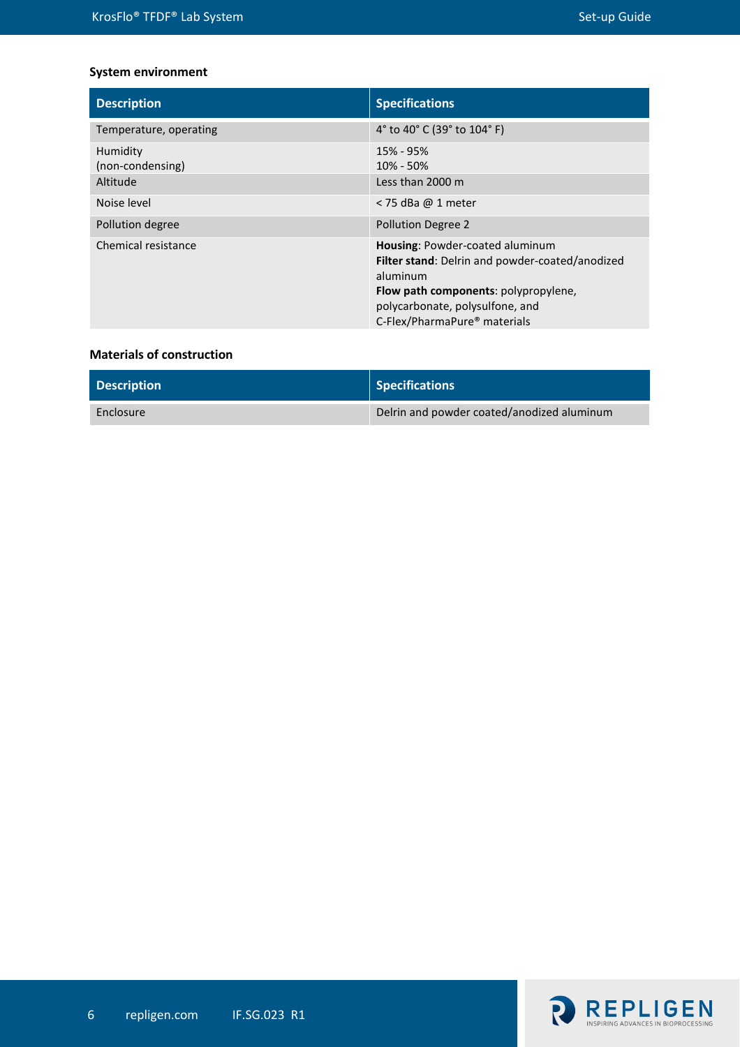### System environment

| Description | Specifications |
|---|---|
| Temperature, operating | 4° to 40° C (39° to 104° F) |
| Humidity (non-condensing) | 15% - 95%<br>10% - 50% |
| Altitude | Less than 2000 m |
| Noise level | < 75 dBa @ 1 meter |
| Pollution degree | Pollution Degree 2 |
| Chemical resistance | **Housing**: Powder-coated aluminum<br>**Filter stand**: Delrin and powder-coated/anodized aluminum<br>**Flow path components**: polypropylene, polycarbonate, polysulfone, and C-Flex/PharmaPure® materials |

### Materials of construction

| Description | Specifications |
|---|---|
| Enclosure | Delrin and powder coated/anodized aluminum |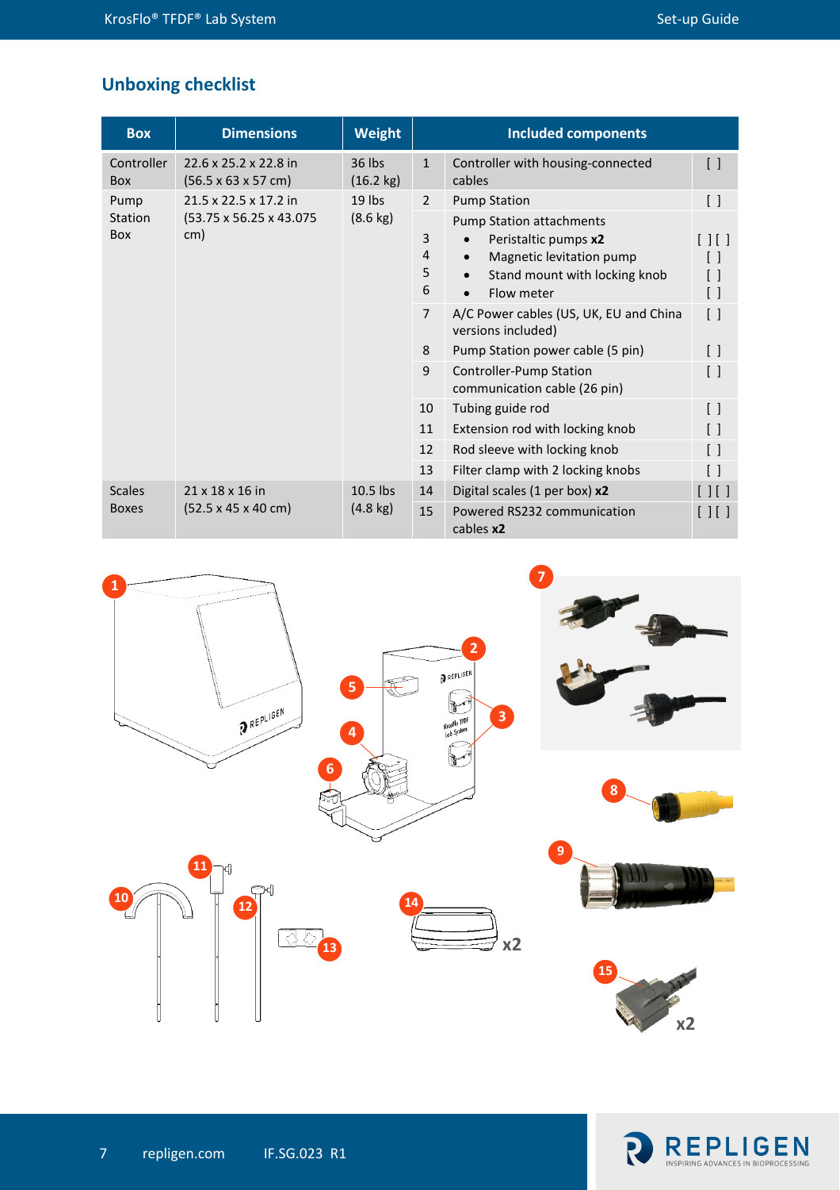## Unboxing checklist

| Box | Dimensions | Weight | Included components | | |
|---|---|---|---|---|---|
| Controller Box | 22.6 x 25.2 x 22.8 in (56.5 x 63 x 57 cm) | 36 lbs (16.2 kg) | 1 | Controller with housing-connected cables | [ ] |
| Pump Station Box | 21.5 x 22.5 x 17.2 in (53.75 x 56.25 x 43.075 cm) | 19 lbs (8.6 kg) | 2 | Pump Station | [ ] |
| | | | | Pump Station attachments | |
| | | | 3 | • Peristaltic pumps **x2** | [ ] [ ] |
| | | | 4 | • Magnetic levitation pump | [ ] |
| | | | 5 | • Stand mount with locking knob | [ ] |
| | | | 6 | • Flow meter | [ ] |
| | | | 7 | A/C Power cables (US, UK, EU and China versions included) | [ ] |
| | | | 8 | Pump Station power cable (5 pin) | [ ] |
| | | | 9 | Controller-Pump Station communication cable (26 pin) | [ ] |
| | | | 10 | Tubing guide rod | [ ] |
| | | | 11 | Extension rod with locking knob | [ ] |
| | | | 12 | Rod sleeve with locking knob | [ ] |
| | | | 13 | Filter clamp with 2 locking knobs | [ ] |
| Scales Boxes | 21 x 18 x 16 in (52.5 x 45 x 40 cm) | 10.5 lbs (4.8 kg) | 14 | Digital scales (1 per box) **x2** | [ ] [ ] |
| | | | 15 | Powered RS232 communication cables **x2** | [ ] [ ] |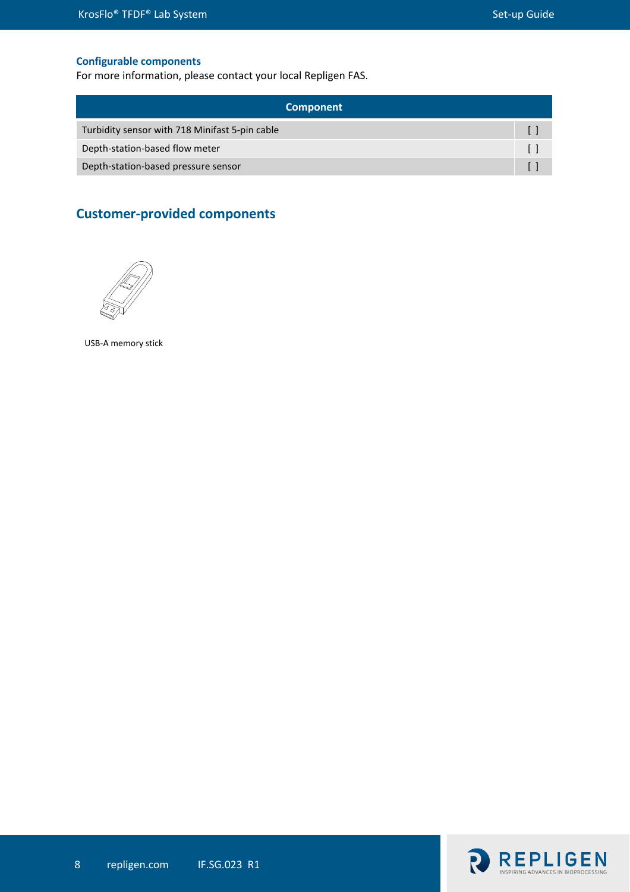### Configurable components

For more information, please contact your local Repligen FAS.

| Component | |
|---|---|
| Turbidity sensor with 718 Minifast 5-pin cable | [ ] |
| Depth-station-based flow meter | [ ] |
| Depth-station-based pressure sensor | [ ] |

## Customer-provided components

USB-A memory stick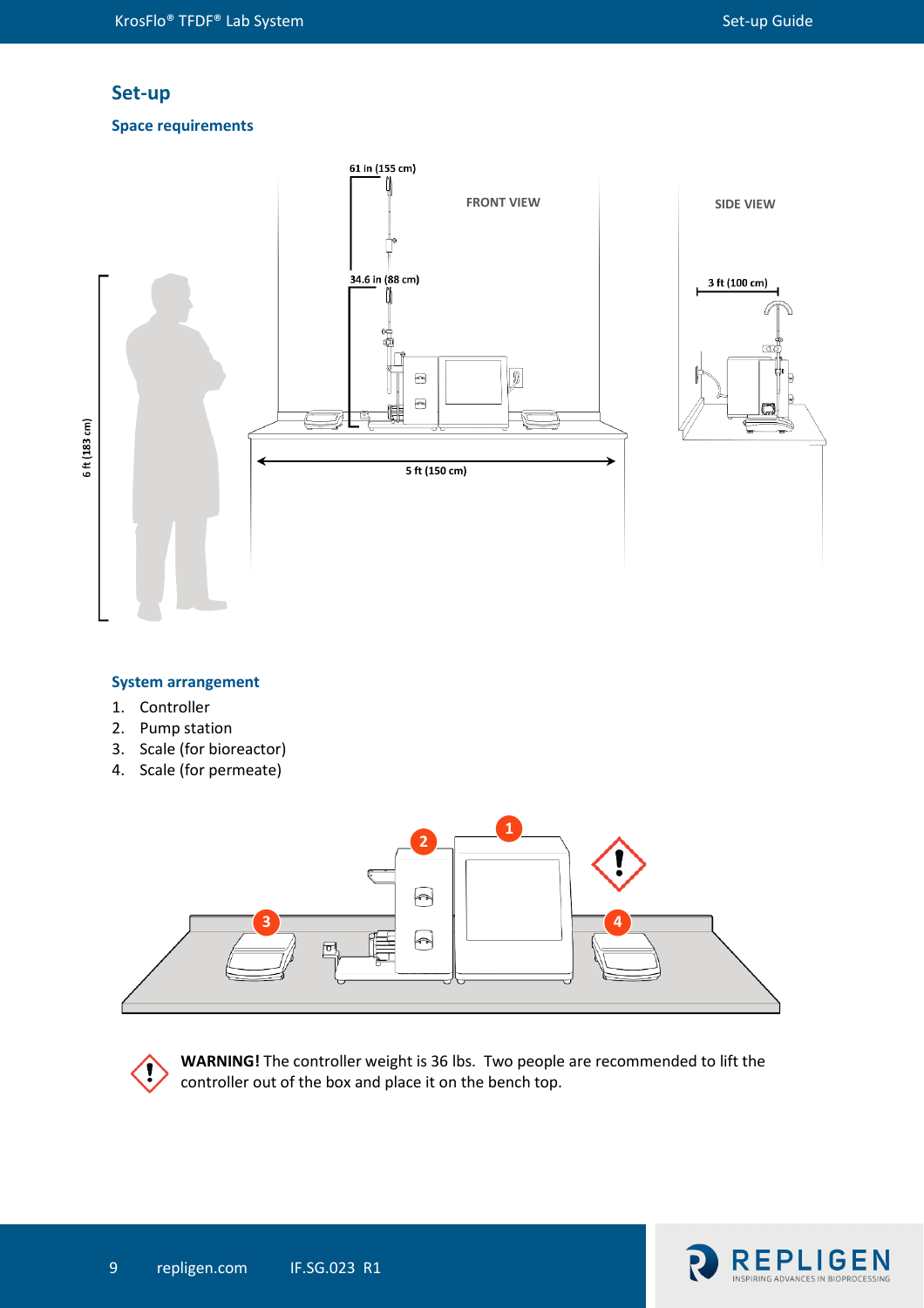## Set-up

### Space requirements

61 in (155 cm)

FRONT VIEW

SIDE VIEW

34.6 in (88 cm)

3 ft (100 cm)

6 ft (183 cm)

5 ft (150 cm)

### System arrangement

1. Controller
2. Pump station
3. Scale (for bioreactor)
4. Scale (for permeate)

**WARNING!** The controller weight is 36 lbs. Two people are recommended to lift the controller out of the box and place it on the bench top.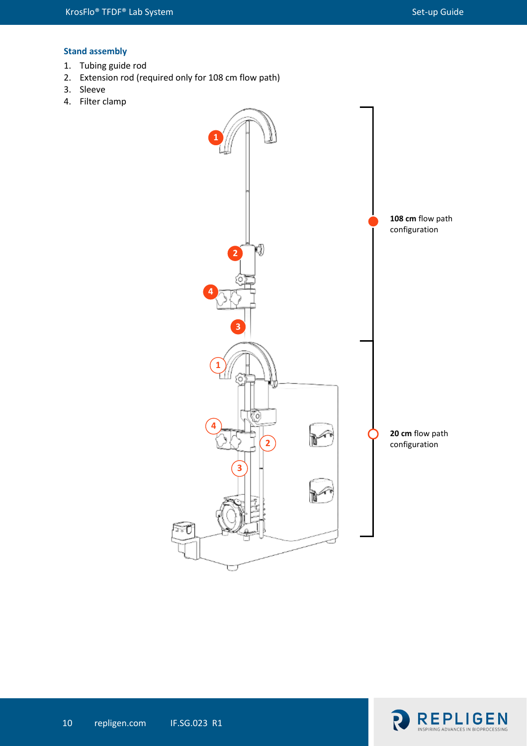### Stand assembly

1. Tubing guide rod
2. Extension rod (required only for 108 cm flow path)
3. Sleeve
4. Filter clamp

**108 cm** flow path configuration

**20 cm** flow path configuration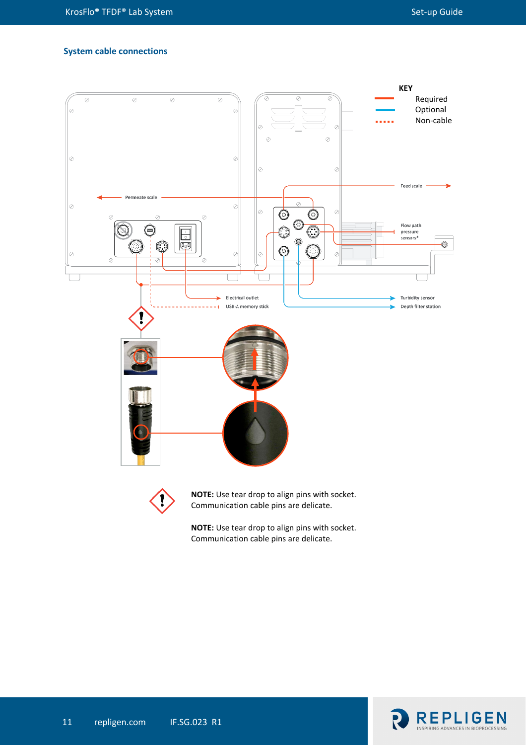## System cable connections

KEY

Required

Optional

Non-cable

Feed scale

Permeate scale

Flow path pressure sensors*

Electrical outlet

USB-A memory stick

Turbidity sensor

Depth filter station

**NOTE:** Use tear drop to align pins with socket. Communication cable pins are delicate.

**NOTE:** Use tear drop to align pins with socket. Communication cable pins are delicate.